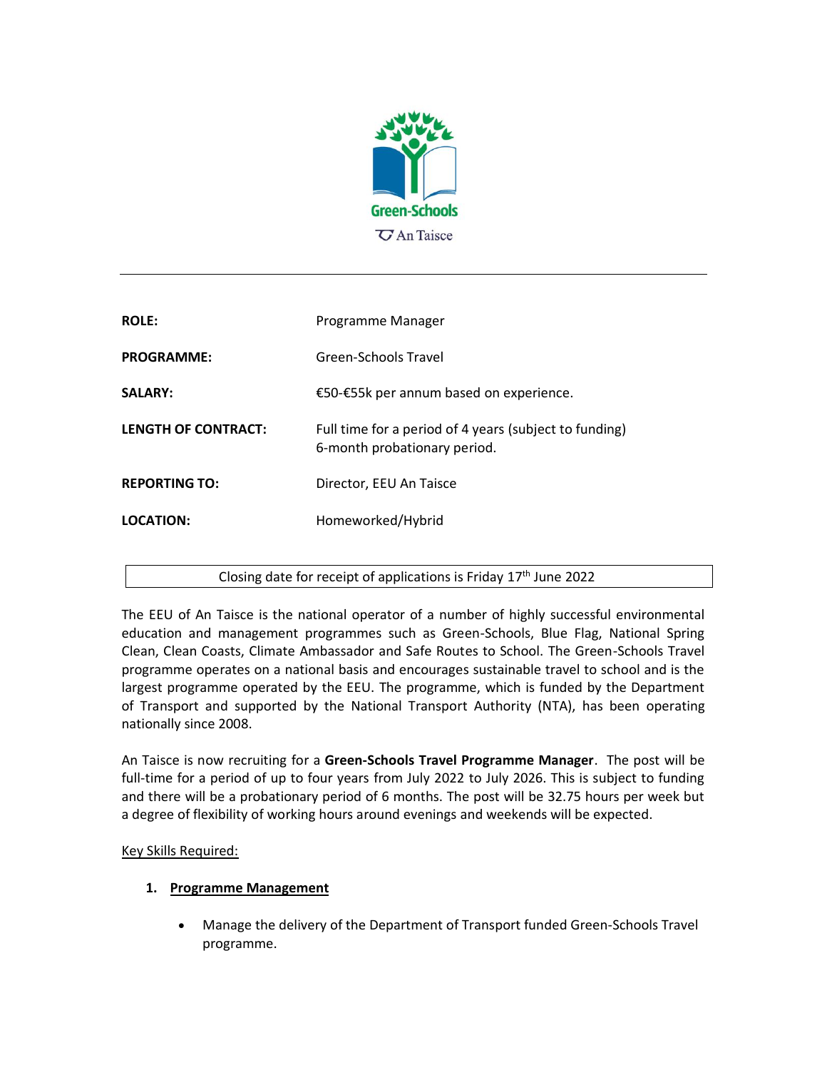Green-Schools

An Taisce

| | |
|---|---|
| **ROLE:** | Programme Manager |
| **PROGRAMME:** | Green-Schools Travel |
| **SALARY:** | €50-€55k per annum based on experience. |
| **LENGTH OF CONTRACT:** | Full time for a period of 4 years (subject to funding) 6-month probationary period. |
| **REPORTING TO:** | Director, EEU An Taisce |
| **LOCATION:** | Homeworked/Hybrid |

Closing date for receipt of applications is Friday 17th June 2022

The EEU of An Taisce is the national operator of a number of highly successful environmental education and management programmes such as Green-Schools, Blue Flag, National Spring Clean, Clean Coasts, Climate Ambassador and Safe Routes to School. The Green-Schools Travel programme operates on a national basis and encourages sustainable travel to school and is the largest programme operated by the EEU. The programme, which is funded by the Department of Transport and supported by the National Transport Authority (NTA), has been operating nationally since 2008.

An Taisce is now recruiting for a **Green-Schools Travel Programme Manager**. The post will be full-time for a period of up to four years from July 2022 to July 2026. This is subject to funding and there will be a probationary period of 6 months. The post will be 32.75 hours per week but a degree of flexibility of working hours around evenings and weekends will be expected.

Key Skills Required:

1. **Programme Management**

   - Manage the delivery of the Department of Transport funded Green-Schools Travel programme.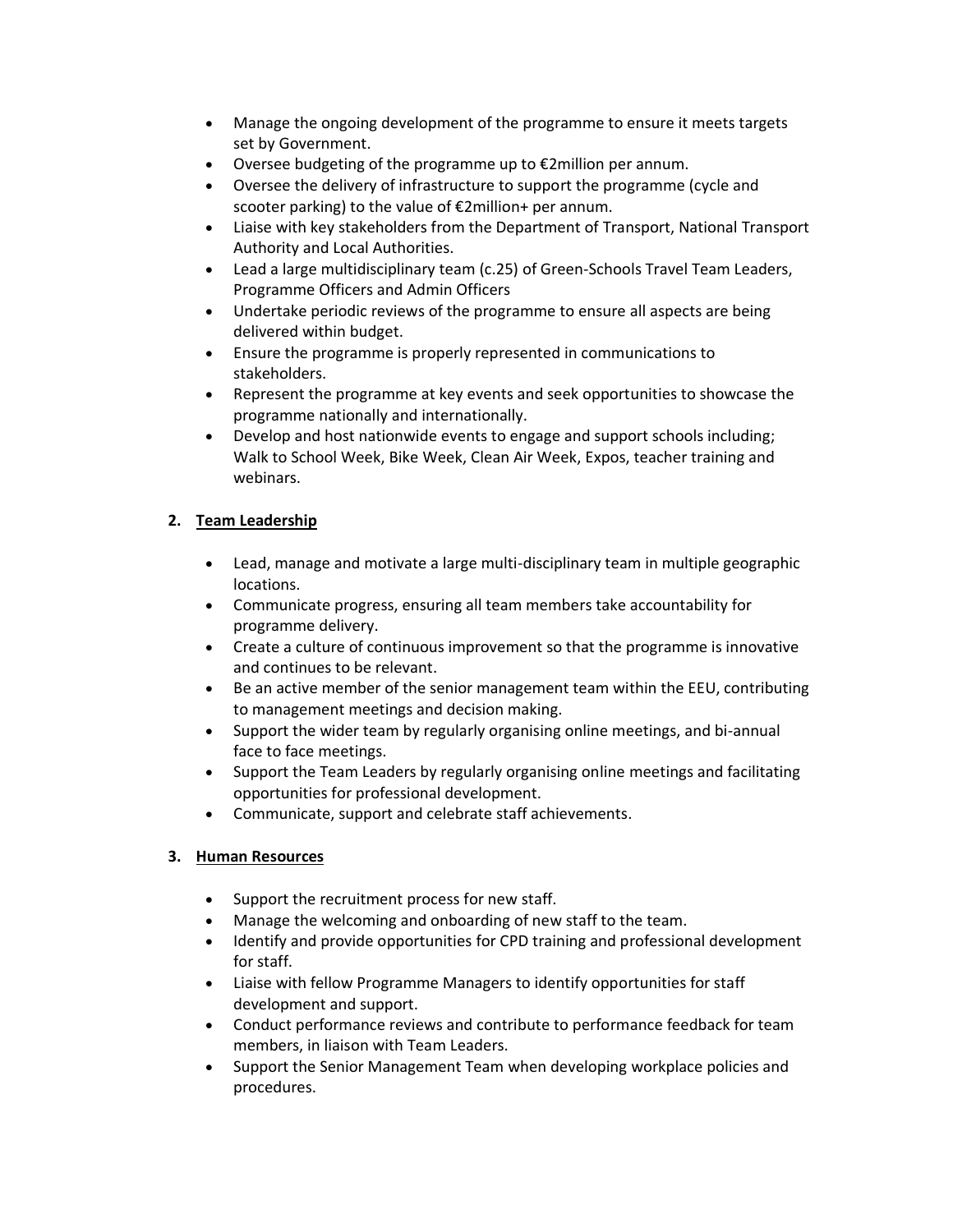- Manage the ongoing development of the programme to ensure it meets targets set by Government.
- Oversee budgeting of the programme up to €2million per annum.
- Oversee the delivery of infrastructure to support the programme (cycle and scooter parking) to the value of €2million+ per annum.
- Liaise with key stakeholders from the Department of Transport, National Transport Authority and Local Authorities.
- Lead a large multidisciplinary team (c.25) of Green-Schools Travel Team Leaders, Programme Officers and Admin Officers
- Undertake periodic reviews of the programme to ensure all aspects are being delivered within budget.
- Ensure the programme is properly represented in communications to stakeholders.
- Represent the programme at key events and seek opportunities to showcase the programme nationally and internationally.
- Develop and host nationwide events to engage and support schools including; Walk to School Week, Bike Week, Clean Air Week, Expos, teacher training and webinars.

**2. <u>Team Leadership</u>**

- Lead, manage and motivate a large multi-disciplinary team in multiple geographic locations.
- Communicate progress, ensuring all team members take accountability for programme delivery.
- Create a culture of continuous improvement so that the programme is innovative and continues to be relevant.
- Be an active member of the senior management team within the EEU, contributing to management meetings and decision making.
- Support the wider team by regularly organising online meetings, and bi-annual face to face meetings.
- Support the Team Leaders by regularly organising online meetings and facilitating opportunities for professional development.
- Communicate, support and celebrate staff achievements.

**3. <u>Human Resources</u>**

- Support the recruitment process for new staff.
- Manage the welcoming and onboarding of new staff to the team.
- Identify and provide opportunities for CPD training and professional development for staff.
- Liaise with fellow Programme Managers to identify opportunities for staff development and support.
- Conduct performance reviews and contribute to performance feedback for team members, in liaison with Team Leaders.
- Support the Senior Management Team when developing workplace policies and procedures.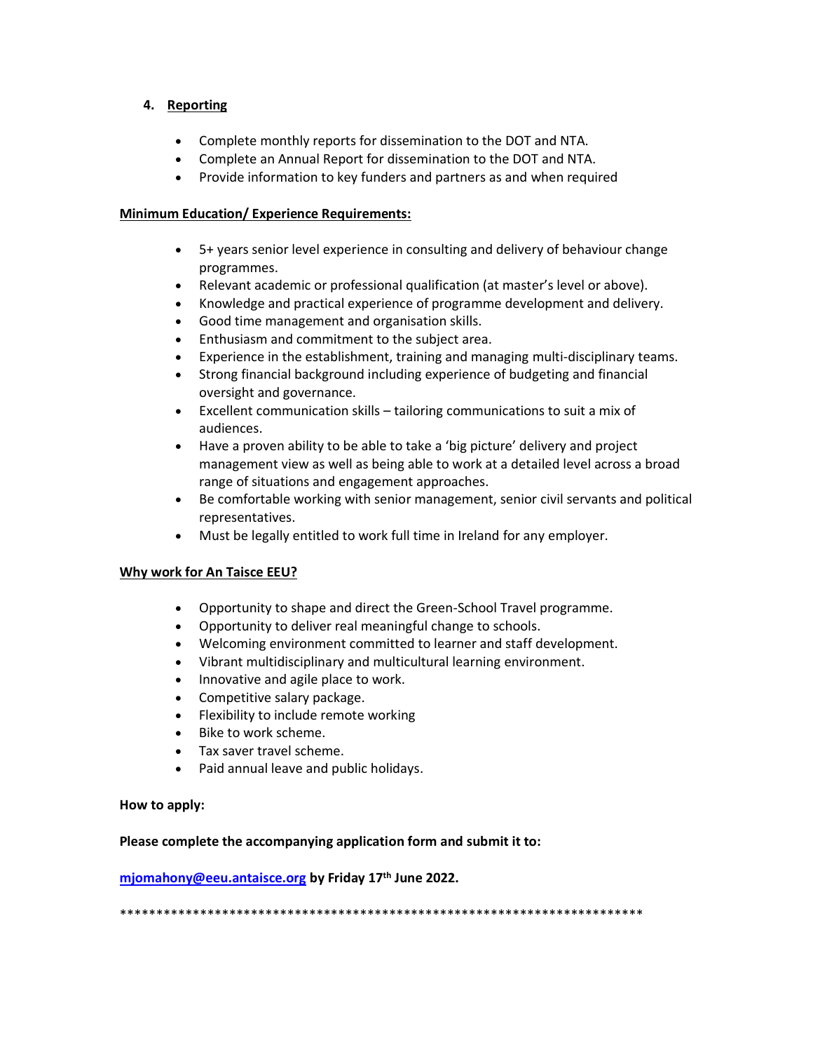## 4. Reporting

- Complete monthly reports for dissemination to the DOT and NTA.
- Complete an Annual Report for dissemination to the DOT and NTA.
- Provide information to key funders and partners as and when required

**Minimum Education/ Experience Requirements:**

- 5+ years senior level experience in consulting and delivery of behaviour change programmes.
- Relevant academic or professional qualification (at master's level or above).
- Knowledge and practical experience of programme development and delivery.
- Good time management and organisation skills.
- Enthusiasm and commitment to the subject area.
- Experience in the establishment, training and managing multi-disciplinary teams.
- Strong financial background including experience of budgeting and financial oversight and governance.
- Excellent communication skills – tailoring communications to suit a mix of audiences.
- Have a proven ability to be able to take a 'big picture' delivery and project management view as well as being able to work at a detailed level across a broad range of situations and engagement approaches.
- Be comfortable working with senior management, senior civil servants and political representatives.
- Must be legally entitled to work full time in Ireland for any employer.

**Why work for An Taisce EEU?**

- Opportunity to shape and direct the Green-School Travel programme.
- Opportunity to deliver real meaningful change to schools.
- Welcoming environment committed to learner and staff development.
- Vibrant multidisciplinary and multicultural learning environment.
- Innovative and agile place to work.
- Competitive salary package.
- Flexibility to include remote working
- Bike to work scheme.
- Tax saver travel scheme.
- Paid annual leave and public holidays.

**How to apply:**

**Please complete the accompanying application form and submit it to:**

**[mjomahony@eeu.antaisce.org](mailto:mjomahony@eeu.antaisce.org) by Friday 17th June 2022.**

***************************************************************************